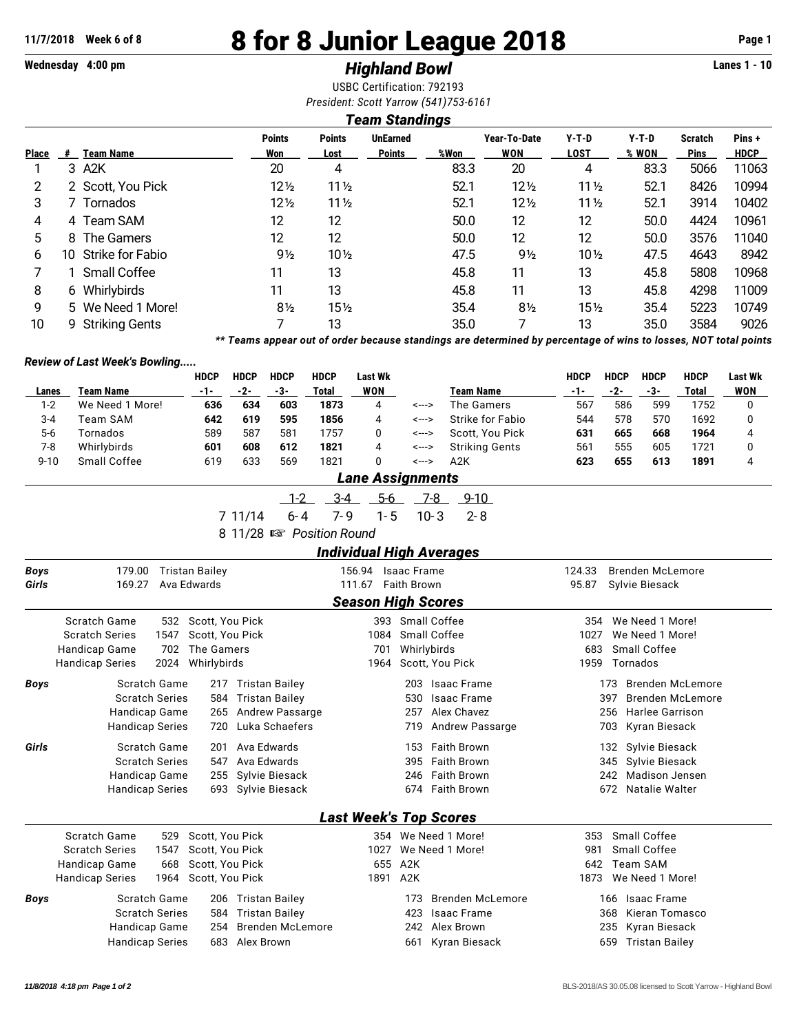11/7/2018 Week 6 of 8

# 8 for 8 Junior League 2018

Wednesday 4:00 pm

## *Highland Bowl*

Lanes 1 - 10

USBC Certification: 792193

*President: Scott Yarrow (541)753-6161*

### *Team Standings*

| Place | # | Team Name | Points Won | Points Lost | UnEarned Points | %Won | Year-To-Date WON | Y-T-D LOST | Y-T-D % WON | Scratch Pins | Pins + HDCP |
|---|---|---|---|---|---|---|---|---|---|---|---|
| 1 | 3 | A2K | 20 | 4 | | 83.3 | 20 | 4 | 83.3 | 5066 | 11063 |
| 2 | 2 | Scott, You Pick | 12½ | 11½ | | 52.1 | 12½ | 11½ | 52.1 | 8426 | 10994 |
| 3 | 7 | Tornados | 12½ | 11½ | | 52.1 | 12½ | 11½ | 52.1 | 3914 | 10402 |
| 4 | 4 | Team SAM | 12 | 12 | | 50.0 | 12 | 12 | 50.0 | 4424 | 10961 |
| 5 | 8 | The Gamers | 12 | 12 | | 50.0 | 12 | 12 | 50.0 | 3576 | 11040 |
| 6 | 10 | Strike for Fabio | 9½ | 10½ | | 47.5 | 9½ | 10½ | 47.5 | 4643 | 8942 |
| 7 | 1 | Small Coffee | 11 | 13 | | 45.8 | 11 | 13 | 45.8 | 5808 | 10968 |
| 8 | 6 | Whirlybirds | 11 | 13 | | 45.8 | 11 | 13 | 45.8 | 4298 | 11009 |
| 9 | 5 | We Need 1 More! | 8½ | 15½ | | 35.4 | 8½ | 15½ | 35.4 | 5223 | 10749 |
| 10 | 9 | Striking Gents | 7 | 13 | | 35.0 | 7 | 13 | 35.0 | 3584 | 9026 |

***\*\* Teams appear out of order because standings are determined by percentage of wins to losses, NOT total points***

***Review of Last Week's Bowling.....***

| Lanes | Team Name | HDCP -1- | HDCP -2- | HDCP -3- | HDCP Total | Last Wk WON | | Team Name | HDCP -1- | HDCP -2- | HDCP -3- | HDCP Total | Last Wk WON |
|---|---|---|---|---|---|---|---|---|---|---|---|---|---|
| 1-2 | We Need 1 More! | **636** | **634** | **603** | **1873** | 4 | <---> | The Gamers | 567 | 586 | 599 | 1752 | 0 |
| 3-4 | Team SAM | **642** | **619** | **595** | **1856** | 4 | <---> | Strike for Fabio | 544 | 578 | 570 | 1692 | 0 |
| 5-6 | Tornados | 589 | 587 | 581 | 1757 | 0 | <---> | Scott, You Pick | **631** | **665** | **668** | **1964** | 4 |
| 7-8 | Whirlybirds | **601** | **608** | **612** | **1821** | 4 | <---> | Striking Gents | 561 | 555 | 605 | 1721 | 0 |
| 9-10 | Small Coffee | 619 | 633 | 569 | 1821 | 0 | <---> | A2K | **623** | **655** | **613** | **1891** | 4 |

### *Lane Assignments*

| | 1-2 | 3-4 | 5-6 | 7-8 | 9-10 |
|---|---|---|---|---|---|
| 7 11/14 | 6-4 | 7-9 | 1-5 | 10-3 | 2-8 |
| 8 11/28 | ☞ *Position Round* | | | | |

### *Individual High Averages*

| | | | | | | |
|---|---|---|---|---|---|---|
| **Boys** | 179.00 | Tristan Bailey | 156.94 | Isaac Frame | 124.33 | Brenden McLemore |
| **Girls** | 169.27 | Ava Edwards | 111.67 | Faith Brown | 95.87 | Sylvie Biesack |

### *Season High Scores*

| | | | | | | | |
|---|---|---|---|---|---|---|---|
| Scratch Game | 532 | Scott, You Pick | 393 | Small Coffee | 354 | We Need 1 More! |
| Scratch Series | 1547 | Scott, You Pick | 1084 | Small Coffee | 1027 | We Need 1 More! |
| Handicap Game | 702 | The Gamers | 701 | Whirlybirds | 683 | Small Coffee |
| Handicap Series | 2024 | Whirlybirds | 1964 | Scott, You Pick | 1959 | Tornados |

| | | | | | | | |
|---|---|---|---|---|---|---|---|
| **Boys** | Scratch Game | 217 | Tristan Bailey | 203 | Isaac Frame | 173 | Brenden McLemore |
| | Scratch Series | 584 | Tristan Bailey | 530 | Isaac Frame | 397 | Brenden McLemore |
| | Handicap Game | 265 | Andrew Passarge | 257 | Alex Chavez | 256 | Harlee Garrison |
| | Handicap Series | 720 | Luka Schaefers | 719 | Andrew Passarge | 703 | Kyran Biesack |
| **Girls** | Scratch Game | 201 | Ava Edwards | 153 | Faith Brown | 132 | Sylvie Biesack |
| | Scratch Series | 547 | Ava Edwards | 395 | Faith Brown | 345 | Sylvie Biesack |
| | Handicap Game | 255 | Sylvie Biesack | 246 | Faith Brown | 242 | Madison Jensen |
| | Handicap Series | 693 | Sylvie Biesack | 674 | Faith Brown | 672 | Natalie Walter |

### *Last Week's Top Scores*

| | | | | | | |
|---|---|---|---|---|---|---|
| Scratch Game | 529 | Scott, You Pick | 354 | We Need 1 More! | 353 | Small Coffee |
| Scratch Series | 1547 | Scott, You Pick | 1027 | We Need 1 More! | 981 | Small Coffee |
| Handicap Game | 668 | Scott, You Pick | 655 | A2K | 642 | Team SAM |
| Handicap Series | 1964 | Scott, You Pick | 1891 | A2K | 1873 | We Need 1 More! |

| | | | | | | | |
|---|---|---|---|---|---|---|---|
| **Boys** | Scratch Game | 206 | Tristan Bailey | 173 | Brenden McLemore | 166 | Isaac Frame |
| | Scratch Series | 584 | Tristan Bailey | 423 | Isaac Frame | 368 | Kieran Tomasco |
| | Handicap Game | 254 | Brenden McLemore | 242 | Alex Brown | 235 | Kyran Biesack |
| | Handicap Series | 683 | Alex Brown | 661 | Kyran Biesack | 659 | Tristan Bailey |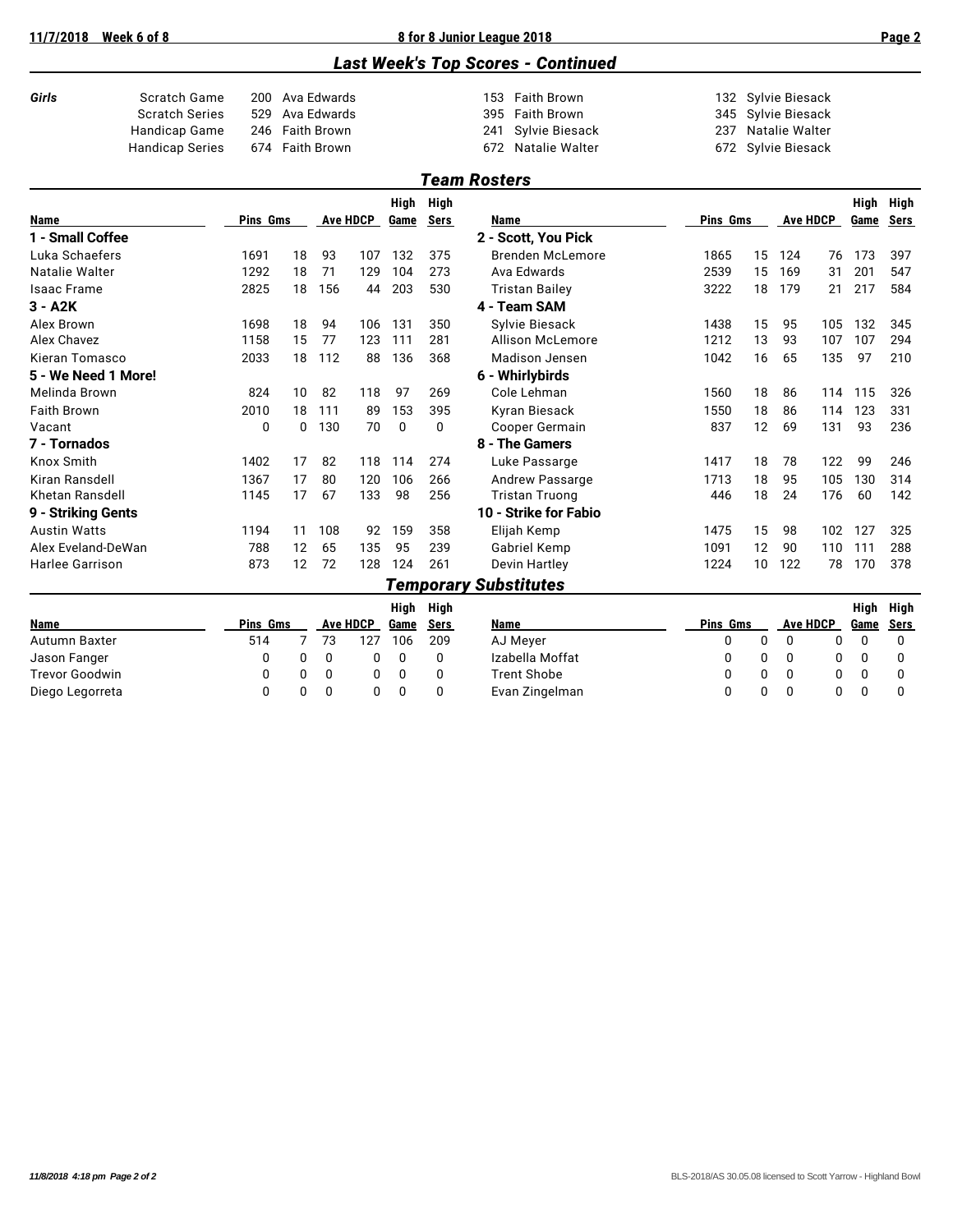## Last Week's Top Scores - Continued

| | | | | |
|---|---|---|---|---|
| **Girls** | Scratch Game | 200 Ava Edwards | 153 Faith Brown | 132 Sylvie Biesack |
| | Scratch Series | 529 Ava Edwards | 395 Faith Brown | 345 Sylvie Biesack |
| | Handicap Game | 246 Faith Brown | 241 Sylvie Biesack | 237 Natalie Walter |
| | Handicap Series | 674 Faith Brown | 672 Natalie Walter | 672 Sylvie Biesack |

## Team Rosters

| Name | Pins | Gms | Ave | HDCP | High Game | High Sers | Name | Pins | Gms | Ave | HDCP | High Game | High Sers |
|---|---|---|---|---|---|---|---|---|---|---|---|---|---|
| **1 - Small Coffee** | | | | | | | **2 - Scott, You Pick** | | | | | | |
| Luka Schaefers | 1691 | 18 | 93 | 107 | 132 | 375 | Brenden McLemore | 1865 | 15 | 124 | 76 | 173 | 397 |
| Natalie Walter | 1292 | 18 | 71 | 129 | 104 | 273 | Ava Edwards | 2539 | 15 | 169 | 31 | 201 | 547 |
| Isaac Frame | 2825 | 18 | 156 | 44 | 203 | 530 | Tristan Bailey | 3222 | 18 | 179 | 21 | 217 | 584 |
| **3 - A2K** | | | | | | | **4 - Team SAM** | | | | | | |
| Alex Brown | 1698 | 18 | 94 | 106 | 131 | 350 | Sylvie Biesack | 1438 | 15 | 95 | 105 | 132 | 345 |
| Alex Chavez | 1158 | 15 | 77 | 123 | 111 | 281 | Allison McLemore | 1212 | 13 | 93 | 107 | 107 | 294 |
| Kieran Tomasco | 2033 | 18 | 112 | 88 | 136 | 368 | Madison Jensen | 1042 | 16 | 65 | 135 | 97 | 210 |
| **5 - We Need 1 More!** | | | | | | | **6 - Whirlybirds** | | | | | | |
| Melinda Brown | 824 | 10 | 82 | 118 | 97 | 269 | Cole Lehman | 1560 | 18 | 86 | 114 | 115 | 326 |
| Faith Brown | 2010 | 18 | 111 | 89 | 153 | 395 | Kyran Biesack | 1550 | 18 | 86 | 114 | 123 | 331 |
| Vacant | 0 | 0 | 130 | 70 | 0 | 0 | Cooper Germain | 837 | 12 | 69 | 131 | 93 | 236 |
| **7 - Tornados** | | | | | | | **8 - The Gamers** | | | | | | |
| Knox Smith | 1402 | 17 | 82 | 118 | 114 | 274 | Luke Passarge | 1417 | 18 | 78 | 122 | 99 | 246 |
| Kiran Ransdell | 1367 | 17 | 80 | 120 | 106 | 266 | Andrew Passarge | 1713 | 18 | 95 | 105 | 130 | 314 |
| Khetan Ransdell | 1145 | 17 | 67 | 133 | 98 | 256 | Tristan Truong | 446 | 18 | 24 | 176 | 60 | 142 |
| **9 - Striking Gents** | | | | | | | **10 - Strike for Fabio** | | | | | | |
| Austin Watts | 1194 | 11 | 108 | 92 | 159 | 358 | Elijah Kemp | 1475 | 15 | 98 | 102 | 127 | 325 |
| Alex Eveland-DeWan | 788 | 12 | 65 | 135 | 95 | 239 | Gabriel Kemp | 1091 | 12 | 90 | 110 | 111 | 288 |
| Harlee Garrison | 873 | 12 | 72 | 128 | 124 | 261 | Devin Hartley | 1224 | 10 | 122 | 78 | 170 | 378 |

## Temporary Substitutes

| Name | Pins | Gms | Ave | HDCP | High Game | High Sers | Name | Pins | Gms | Ave | HDCP | High Game | High Sers |
|---|---|---|---|---|---|---|---|---|---|---|---|---|---|
| Autumn Baxter | 514 | 7 | 73 | 127 | 106 | 209 | AJ Meyer | 0 | 0 | 0 | 0 | 0 | 0 |
| Jason Fanger | 0 | 0 | 0 | 0 | 0 | 0 | Izabella Moffat | 0 | 0 | 0 | 0 | 0 | 0 |
| Trevor Goodwin | 0 | 0 | 0 | 0 | 0 | 0 | Trent Shobe | 0 | 0 | 0 | 0 | 0 | 0 |
| Diego Legorreta | 0 | 0 | 0 | 0 | 0 | 0 | Evan Zingelman | 0 | 0 | 0 | 0 | 0 | 0 |

BLS-2018/AS 30.05.08 licensed to Scott Yarrow - Highland Bowl